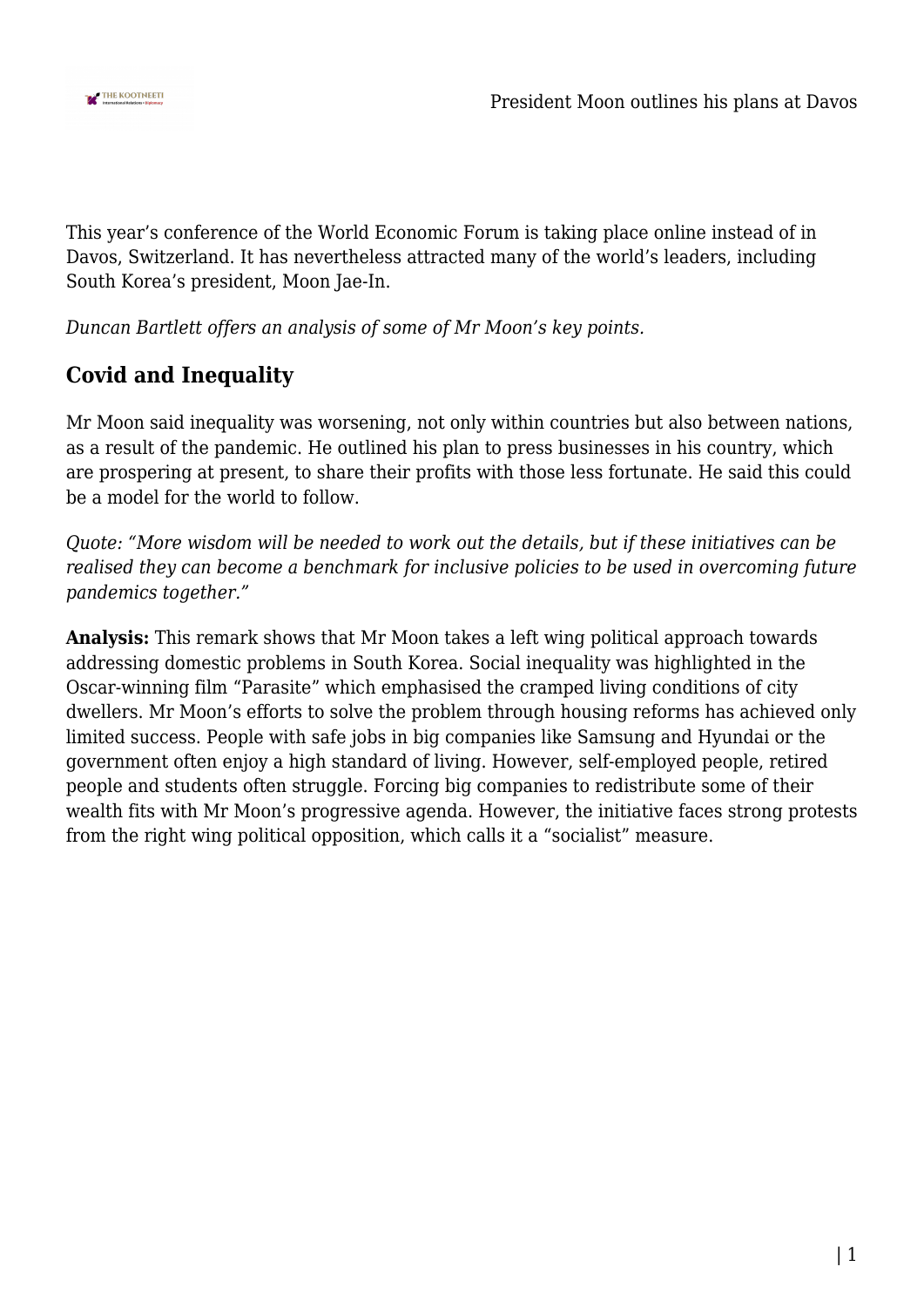This year's conference of the World Economic Forum is taking place online instead of in Davos, Switzerland. It has nevertheless attracted many of the world's leaders, including South Korea's president, Moon Jae-In.

*Duncan Bartlett offers an analysis of some of Mr Moon's key points.*

## Covid and Inequality

Mr Moon said inequality was worsening, not only within countries but also between nations, as a result of the pandemic. He outlined his plan to press businesses in his country, which are prospering at present, to share their profits with those less fortunate. He said this could be a model for the world to follow.

*Quote: "More wisdom will be needed to work out the details, but if these initiatives can be realised they can become a benchmark for inclusive policies to be used in overcoming future pandemics together."*

**Analysis:** This remark shows that Mr Moon takes a left wing political approach towards addressing domestic problems in South Korea. Social inequality was highlighted in the Oscar-winning film "Parasite" which emphasised the cramped living conditions of city dwellers. Mr Moon's efforts to solve the problem through housing reforms has achieved only limited success. People with safe jobs in big companies like Samsung and Hyundai or the government often enjoy a high standard of living. However, self-employed people, retired people and students often struggle. Forcing big companies to redistribute some of their wealth fits with Mr Moon's progressive agenda. However, the initiative faces strong protests from the right wing political opposition, which calls it a "socialist" measure.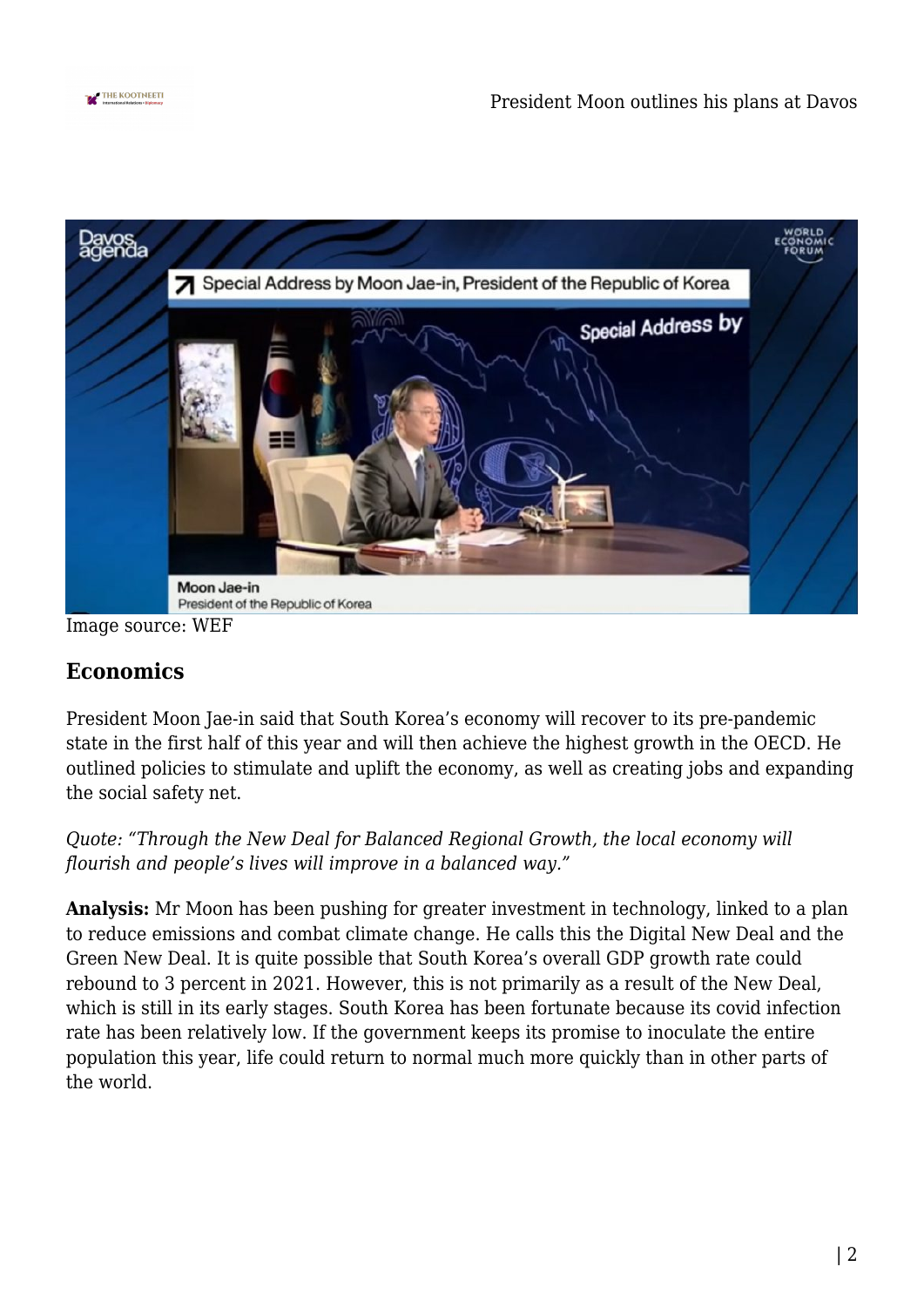Image source: WEF

## Economics

President Moon Jae-in said that South Korea's economy will recover to its pre-pandemic state in the first half of this year and will then achieve the highest growth in the OECD. He outlined policies to stimulate and uplift the economy, as well as creating jobs and expanding the social safety net.

*Quote: "Through the New Deal for Balanced Regional Growth, the local economy will flourish and people's lives will improve in a balanced way."*

**Analysis:** Mr Moon has been pushing for greater investment in technology, linked to a plan to reduce emissions and combat climate change. He calls this the Digital New Deal and the Green New Deal. It is quite possible that South Korea's overall GDP growth rate could rebound to 3 percent in 2021. However, this is not primarily as a result of the New Deal, which is still in its early stages. South Korea has been fortunate because its covid infection rate has been relatively low. If the government keeps its promise to inoculate the entire population this year, life could return to normal much more quickly than in other parts of the world.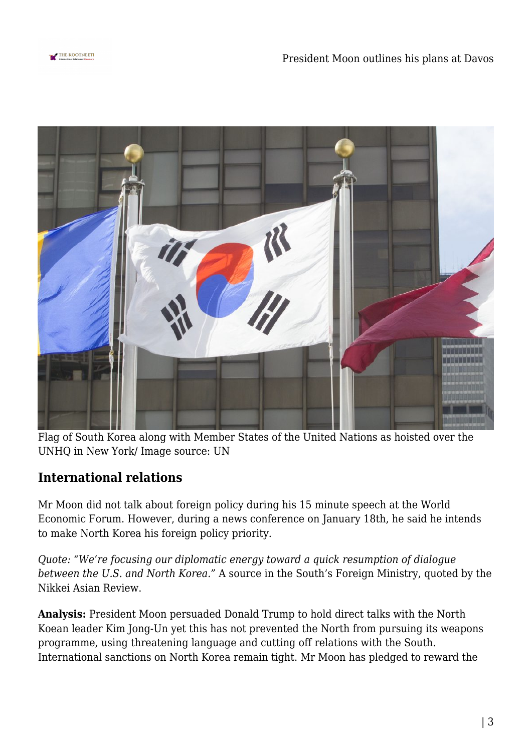Flag of South Korea along with Member States of the United Nations as hoisted over the UNHQ in New York/ Image source: UN

## International relations

Mr Moon did not talk about foreign policy during his 15 minute speech at the World Economic Forum. However, during a news conference on January 18th, he said he intends to make North Korea his foreign policy priority.

*Quote: "We're focusing our diplomatic energy toward a quick resumption of dialogue between the U.S. and North Korea."* A source in the South's Foreign Ministry, quoted by the Nikkei Asian Review.

**Analysis:** President Moon persuaded Donald Trump to hold direct talks with the North Koean leader Kim Jong-Un yet this has not prevented the North from pursuing its weapons programme, using threatening language and cutting off relations with the South. International sanctions on North Korea remain tight. Mr Moon has pledged to reward the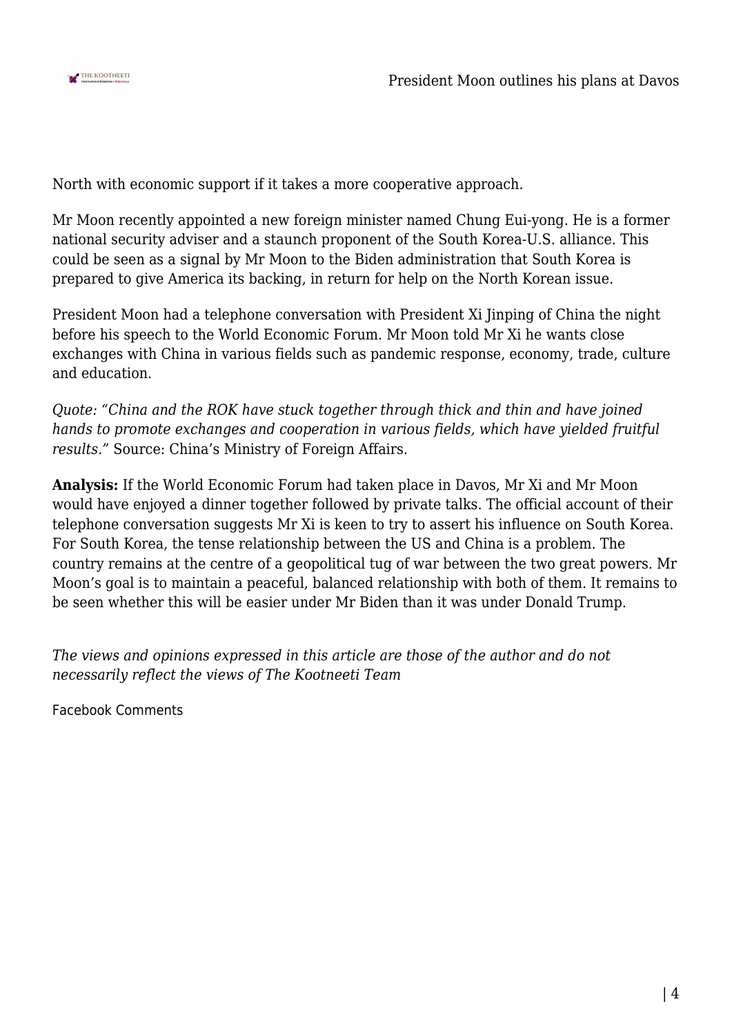North with economic support if it takes a more cooperative approach.

Mr Moon recently appointed a new foreign minister named Chung Eui-yong. He is a former national security adviser and a staunch proponent of the South Korea-U.S. alliance. This could be seen as a signal by Mr Moon to the Biden administration that South Korea is prepared to give America its backing, in return for help on the North Korean issue.

President Moon had a telephone conversation with President Xi Jinping of China the night before his speech to the World Economic Forum. Mr Moon told Mr Xi he wants close exchanges with China in various fields such as pandemic response, economy, trade, culture and education.

*Quote: "China and the ROK have stuck together through thick and thin and have joined hands to promote exchanges and cooperation in various fields, which have yielded fruitful results."* Source: China's Ministry of Foreign Affairs.

**Analysis:** If the World Economic Forum had taken place in Davos, Mr Xi and Mr Moon would have enjoyed a dinner together followed by private talks. The official account of their telephone conversation suggests Mr Xi is keen to try to assert his influence on South Korea. For South Korea, the tense relationship between the US and China is a problem. The country remains at the centre of a geopolitical tug of war between the two great powers. Mr Moon's goal is to maintain a peaceful, balanced relationship with both of them. It remains to be seen whether this will be easier under Mr Biden than it was under Donald Trump.

*The views and opinions expressed in this article are those of the author and do not necessarily reflect the views of The Kootneeti Team*

Facebook Comments